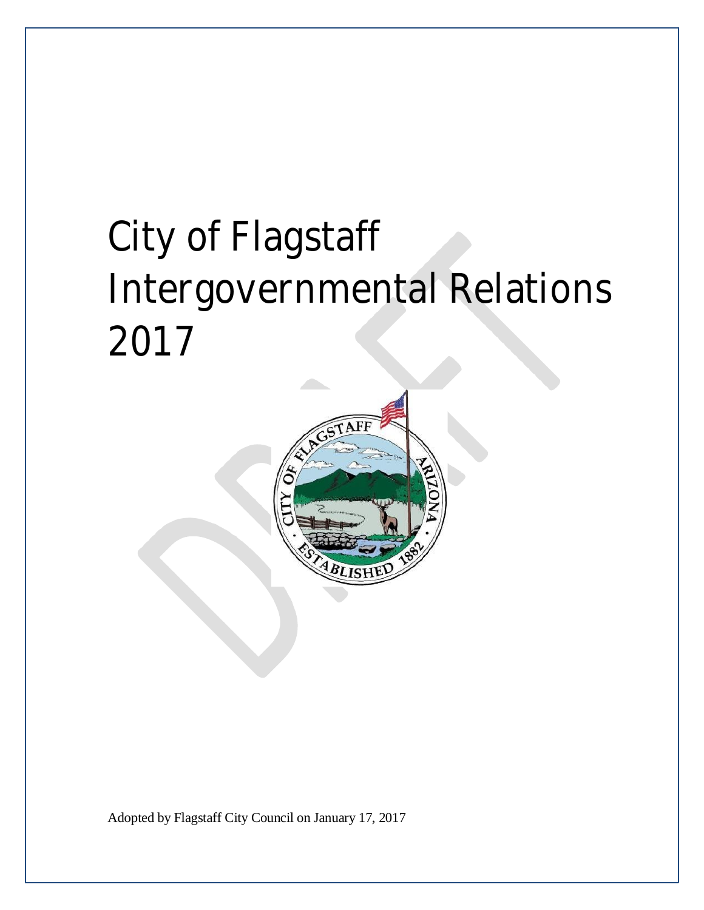# City of Flagstaff Intergovernmental Relations 2017

Adopted by Flagstaff City Council on January 17, 2017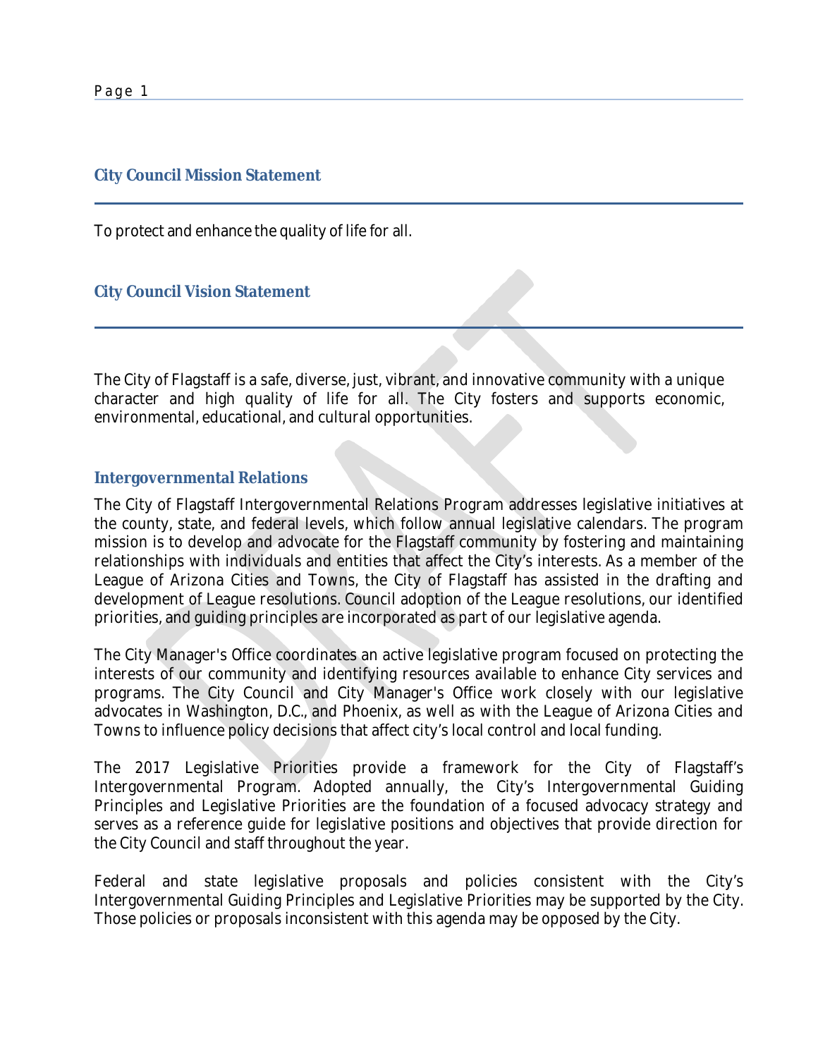## City Council Mission Statement

To protect and enhance the quality of life for all.

## City Council Vision Statement

The City of Flagstaff is a safe, diverse, just, vibrant, and innovative community with a unique character and high quality of life for all. The City fosters and supports economic, environmental, educational, and cultural opportunities.

## Intergovernmental Relations

The City of Flagstaff Intergovernmental Relations Program addresses legislative initiatives at the county, state, and federal levels, which follow annual legislative calendars. The program mission is to develop and advocate for the Flagstaff community by fostering and maintaining relationships with individuals and entities that affect the City's interests. As a member of the League of Arizona Cities and Towns, the City of Flagstaff has assisted in the drafting and development of League resolutions. Council adoption of the League resolutions, our identified priorities, and guiding principles are incorporated as part of our legislative agenda.

The City Manager's Office coordinates an active legislative program focused on protecting the interests of our community and identifying resources available to enhance City services and programs. The City Council and City Manager's Office work closely with our legislative advocates in Washington, D.C., and Phoenix, as well as with the League of Arizona Cities and Towns to influence policy decisions that affect city's local control and local funding.

The 2017 Legislative Priorities provide a framework for the City of Flagstaff's Intergovernmental Program. Adopted annually, the City's Intergovernmental Guiding Principles and Legislative Priorities are the foundation of a focused advocacy strategy and serves as a reference guide for legislative positions and objectives that provide direction for the City Council and staff throughout the year.

Federal and state legislative proposals and policies consistent with the City's Intergovernmental Guiding Principles and Legislative Priorities may be supported by the City. Those policies or proposals inconsistent with this agenda may be opposed by the City.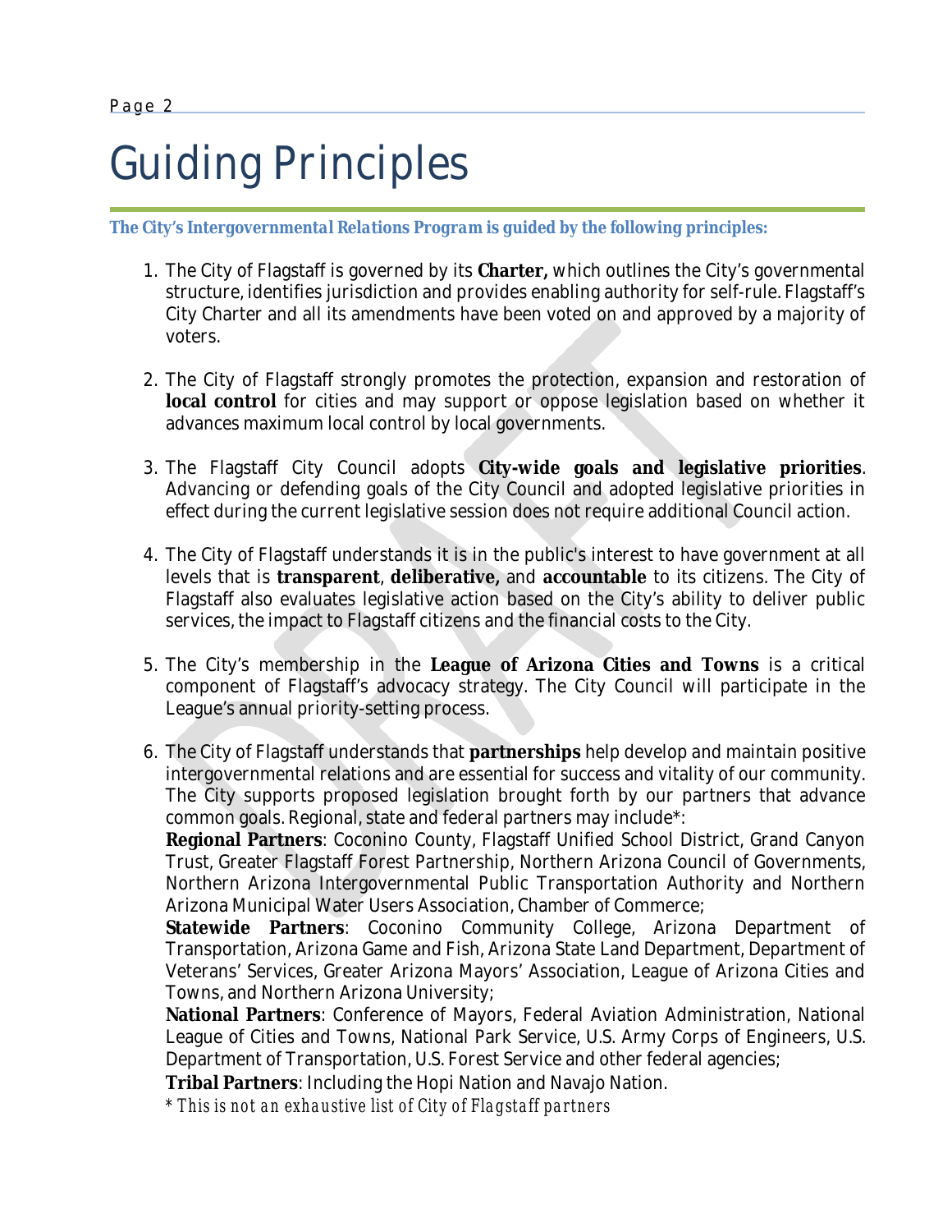# Guiding Principles

***The City's Intergovernmental Relations Program is guided by the following principles:***

1. The City of Flagstaff is governed by its **Charter,** which outlines the City's governmental structure, identifies jurisdiction and provides enabling authority for self-rule. Flagstaff's City Charter and all its amendments have been voted on and approved by a majority of voters.

2. The City of Flagstaff strongly promotes the protection, expansion and restoration of **local control** for cities and may support or oppose legislation based on whether it advances maximum local control by local governments.

3. The Flagstaff City Council adopts **City-wide goals and legislative priorities**. Advancing or defending goals of the City Council and adopted legislative priorities in effect during the current legislative session does not require additional Council action.

4. The City of Flagstaff understands it is in the public's interest to have government at all levels that is **transparent**, **deliberative,** and **accountable** to its citizens. The City of Flagstaff also evaluates legislative action based on the City's ability to deliver public services, the impact to Flagstaff citizens and the financial costs to the City.

5. The City's membership in the **League of Arizona Cities and Towns** is a critical component of Flagstaff's advocacy strategy. The City Council will participate in the League's annual priority-setting process.

6. The City of Flagstaff understands that **partnerships** help develop and maintain positive intergovernmental relations and are essential for success and vitality of our community. The City supports proposed legislation brought forth by our partners that advance common goals. Regional, state and federal partners may include*:

   **Regional Partners**: Coconino County, Flagstaff Unified School District, Grand Canyon Trust, Greater Flagstaff Forest Partnership, Northern Arizona Council of Governments, Northern Arizona Intergovernmental Public Transportation Authority and Northern Arizona Municipal Water Users Association, Chamber of Commerce;

   **Statewide Partners**: Coconino Community College, Arizona Department of Transportation, Arizona Game and Fish, Arizona State Land Department, Department of Veterans' Services, Greater Arizona Mayors' Association, League of Arizona Cities and Towns, and Northern Arizona University;

   **National Partners**: Conference of Mayors, Federal Aviation Administration, National League of Cities and Towns, National Park Service, U.S. Army Corps of Engineers, U.S. Department of Transportation, U.S. Forest Service and other federal agencies;

   **Tribal Partners**: Including the Hopi Nation and Navajo Nation.

   *\* This is not an exhaustive list of City of Flagstaff partners*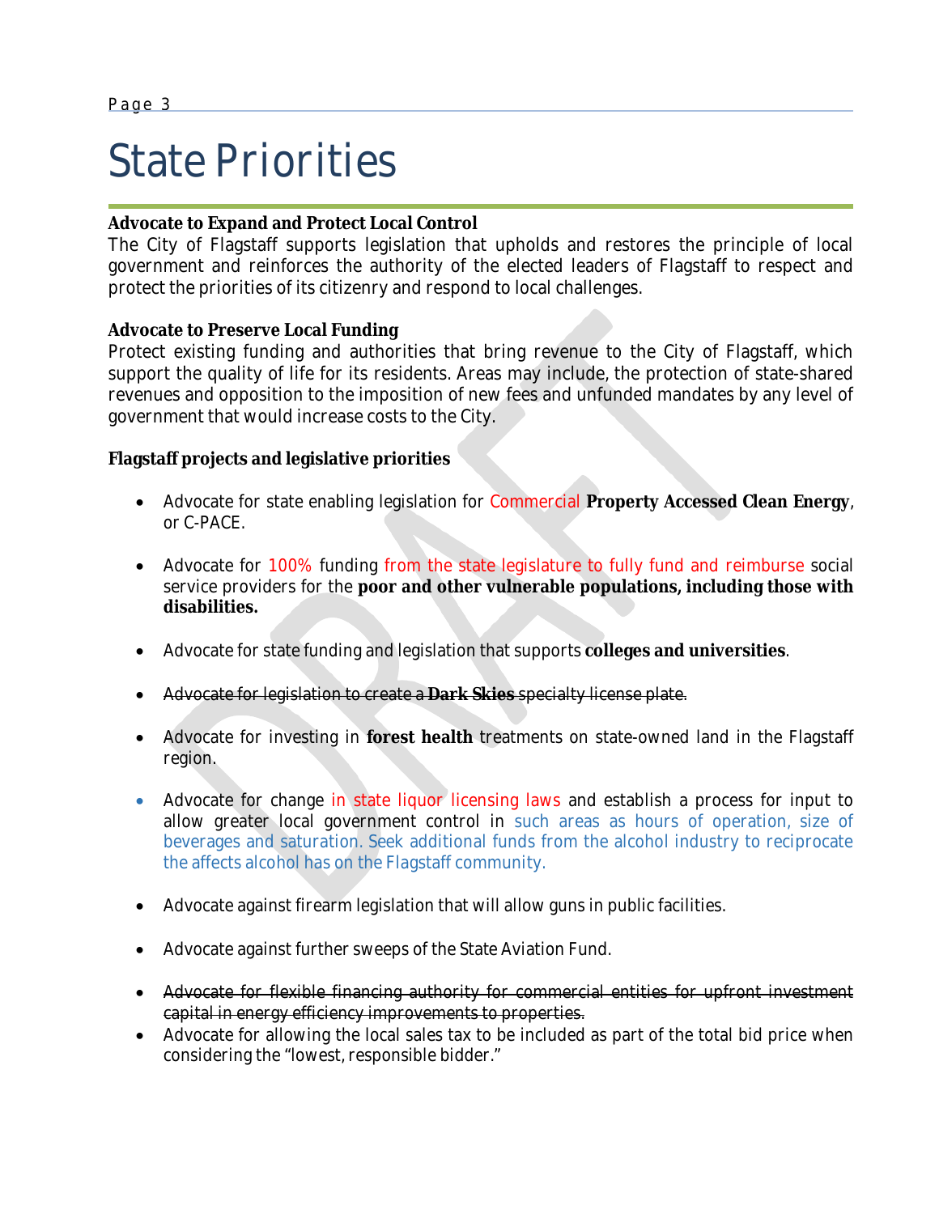# State Priorities

**Advocate to Expand and Protect Local Control**

The City of Flagstaff supports legislation that upholds and restores the principle of local government and reinforces the authority of the elected leaders of Flagstaff to respect and protect the priorities of its citizenry and respond to local challenges.

**Advocate to Preserve Local Funding**

Protect existing funding and authorities that bring revenue to the City of Flagstaff, which support the quality of life for its residents. Areas may include, the protection of state-shared revenues and opposition to the imposition of new fees and unfunded mandates by any level of government that would increase costs to the City.

**Flagstaff projects and legislative priorities**

- Advocate for state enabling legislation for Commercial **Property Accessed Clean Energy**, or C-PACE.
- Advocate for 100% funding from the state legislature to fully fund and reimburse social service providers for the **poor and other vulnerable populations, including those with disabilities.**
- Advocate for state funding and legislation that supports **colleges and universities**.
- ~~Advocate for legislation to create a **Dark Skies** specialty license plate.~~
- Advocate for investing in **forest health** treatments on state-owned land in the Flagstaff region.
- Advocate for change in state liquor licensing laws and establish a process for input to allow greater local government control in such areas as hours of operation, size of beverages and saturation. Seek additional funds from the alcohol industry to reciprocate the affects alcohol has on the Flagstaff community.
- Advocate against firearm legislation that will allow guns in public facilities.
- Advocate against further sweeps of the State Aviation Fund.
- ~~Advocate for flexible financing authority for commercial entities for upfront investment capital in energy efficiency improvements to properties.~~
- Advocate for allowing the local sales tax to be included as part of the total bid price when considering the "lowest, responsible bidder."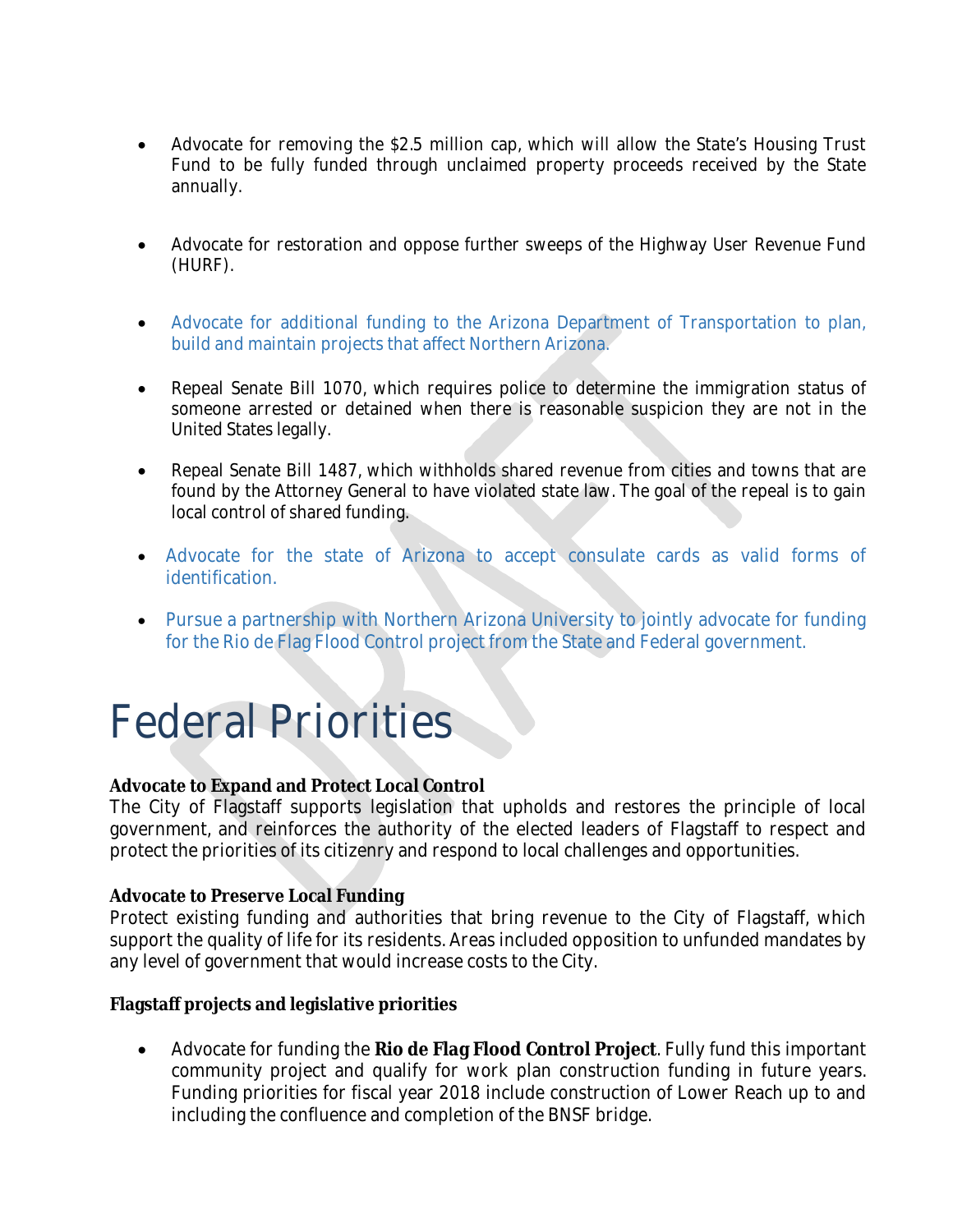- Advocate for removing the $2.5 million cap, which will allow the State's Housing Trust Fund to be fully funded through unclaimed property proceeds received by the State annually.

- Advocate for restoration and oppose further sweeps of the Highway User Revenue Fund (HURF).

- Advocate for additional funding to the Arizona Department of Transportation to plan, build and maintain projects that affect Northern Arizona.

- Repeal Senate Bill 1070, which requires police to determine the immigration status of someone arrested or detained when there is reasonable suspicion they are not in the United States legally.

- Repeal Senate Bill 1487, which withholds shared revenue from cities and towns that are found by the Attorney General to have violated state law. The goal of the repeal is to gain local control of shared funding.

- Advocate for the state of Arizona to accept consulate cards as valid forms of identification.

- Pursue a partnership with Northern Arizona University to jointly advocate for funding for the Rio de Flag Flood Control project from the State and Federal government.

# Federal Priorities

**Advocate to Expand and Protect Local Control**

The City of Flagstaff supports legislation that upholds and restores the principle of local government, and reinforces the authority of the elected leaders of Flagstaff to respect and protect the priorities of its citizenry and respond to local challenges and opportunities.

**Advocate to Preserve Local Funding**

Protect existing funding and authorities that bring revenue to the City of Flagstaff, which support the quality of life for its residents. Areas included opposition to unfunded mandates by any level of government that would increase costs to the City.

**Flagstaff projects and legislative priorities**

- Advocate for funding the **Rio de Flag Flood Control Project**. Fully fund this important community project and qualify for work plan construction funding in future years. Funding priorities for fiscal year 2018 include construction of Lower Reach up to and including the confluence and completion of the BNSF bridge.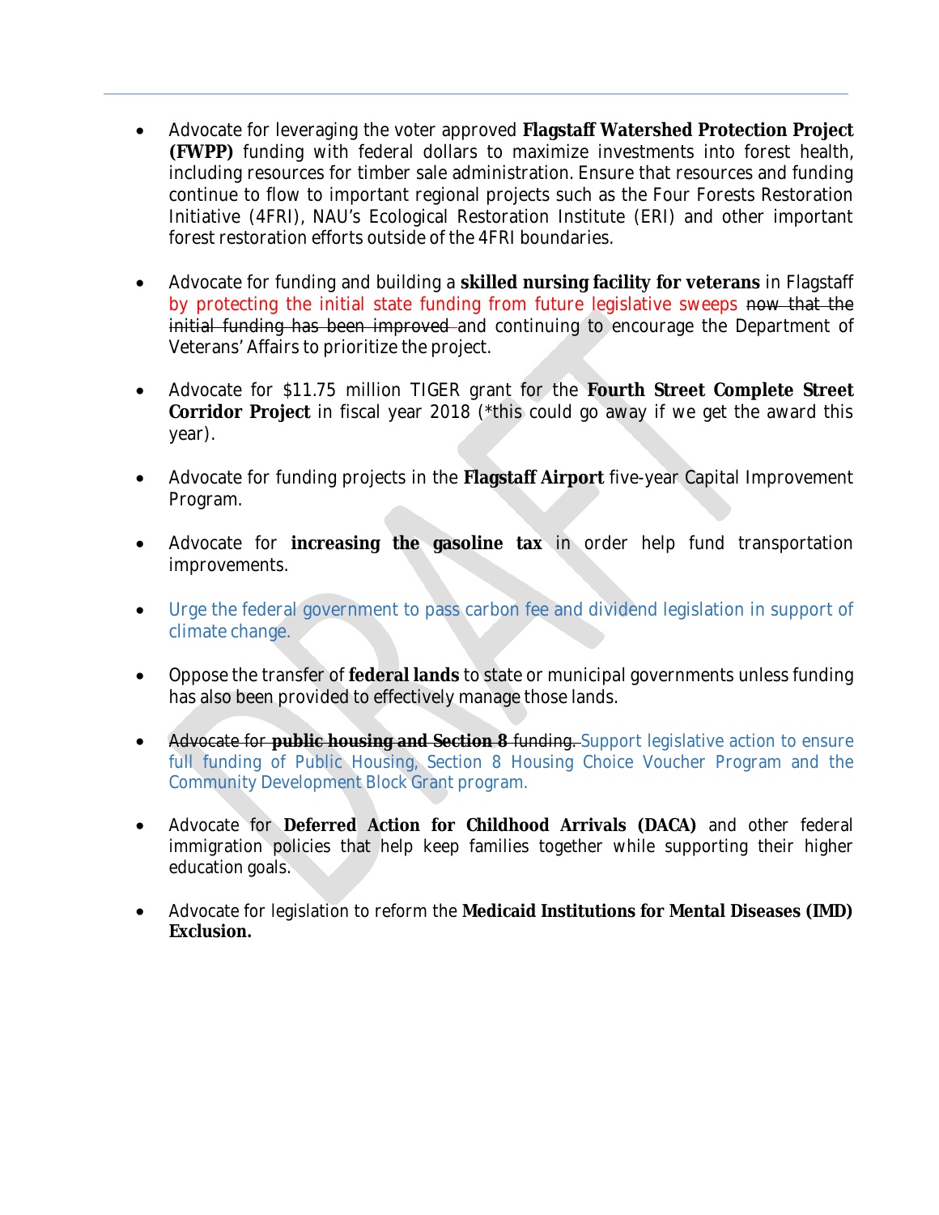- Advocate for leveraging the voter approved **Flagstaff Watershed Protection Project (FWPP)** funding with federal dollars to maximize investments into forest health, including resources for timber sale administration. Ensure that resources and funding continue to flow to important regional projects such as the Four Forests Restoration Initiative (4FRI), NAU's Ecological Restoration Institute (ERI) and other important forest restoration efforts outside of the 4FRI boundaries.

- Advocate for funding and building a **skilled nursing facility for veterans** in Flagstaff by protecting the initial state funding from future legislative sweeps ~~now that the initial funding has been improved~~ and continuing to encourage the Department of Veterans' Affairs to prioritize the project.

- Advocate for $11.75 million TIGER grant for the **Fourth Street Complete Street Corridor Project** in fiscal year 2018 (*this could go away if we get the award this year).

- Advocate for funding projects in the **Flagstaff Airport** five-year Capital Improvement Program.

- Advocate for **increasing the gasoline tax** in order help fund transportation improvements.

- Urge the federal government to pass carbon fee and dividend legislation in support of climate change.

- Oppose the transfer of **federal lands** to state or municipal governments unless funding has also been provided to effectively manage those lands.

- ~~Advocate for **public housing and Section 8** funding.~~ Support legislative action to ensure full funding of Public Housing, Section 8 Housing Choice Voucher Program and the Community Development Block Grant program.

- Advocate for **Deferred Action for Childhood Arrivals (DACA)** and other federal immigration policies that help keep families together while supporting their higher education goals.

- Advocate for legislation to reform the **Medicaid Institutions for Mental Diseases (IMD) Exclusion.**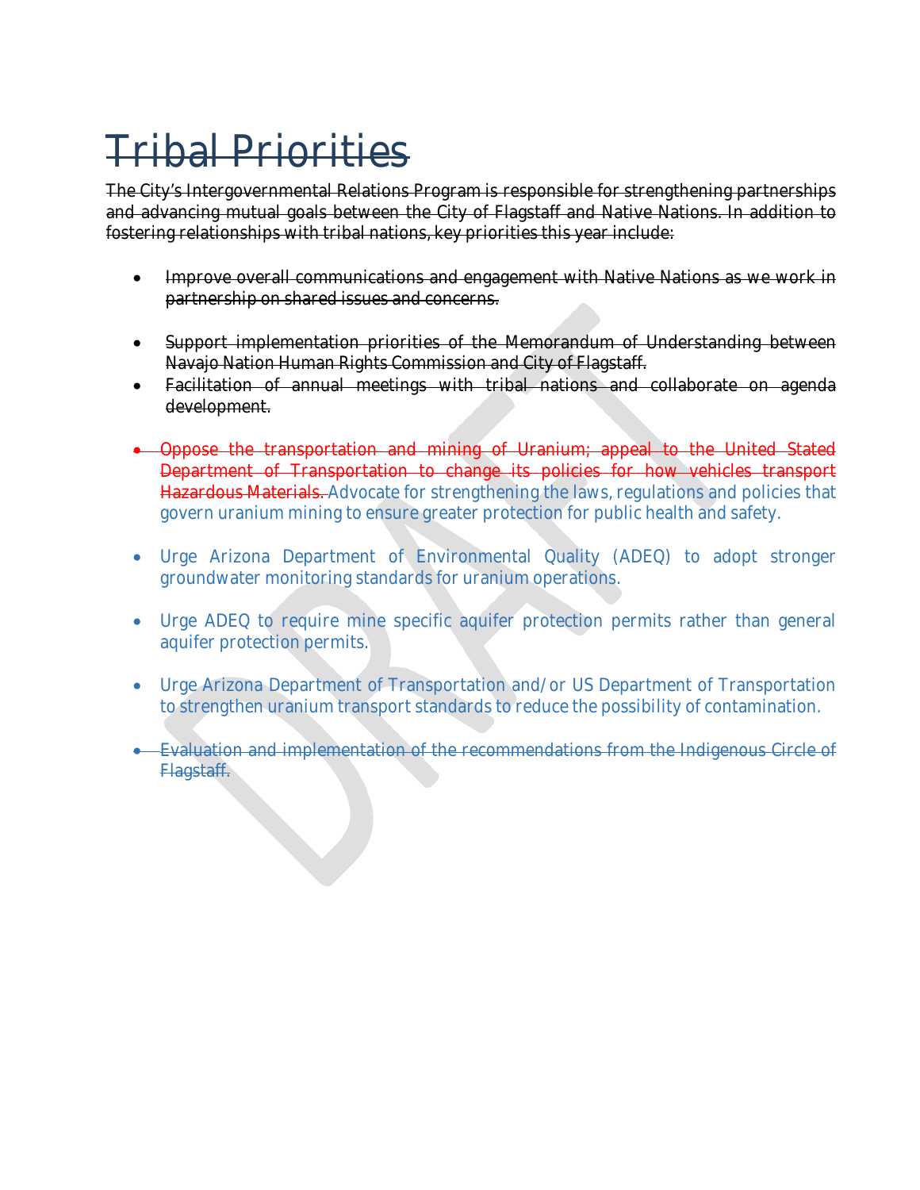# ~~Tribal Priorities~~

~~The City's Intergovernmental Relations Program is responsible for strengthening partnerships and advancing mutual goals between the City of Flagstaff and Native Nations. In addition to fostering relationships with tribal nations, key priorities this year include:~~

- ~~Improve overall communications and engagement with Native Nations as we work in partnership on shared issues and concerns.~~

- ~~Support implementation priorities of the Memorandum of Understanding between Navajo Nation Human Rights Commission and City of Flagstaff.~~
- ~~Facilitation of annual meetings with tribal nations and collaborate on agenda development.~~

- ~~Oppose the transportation and mining of Uranium; appeal to the United Stated Department of Transportation to change its policies for how vehicles transport Hazardous Materials.~~ Advocate for strengthening the laws, regulations and policies that govern uranium mining to ensure greater protection for public health and safety.

- Urge Arizona Department of Environmental Quality (ADEQ) to adopt stronger groundwater monitoring standards for uranium operations.

- Urge ADEQ to require mine specific aquifer protection permits rather than general aquifer protection permits.

- Urge Arizona Department of Transportation and/or US Department of Transportation to strengthen uranium transport standards to reduce the possibility of contamination.

- ~~Evaluation and implementation of the recommendations from the Indigenous Circle of Flagstaff.~~